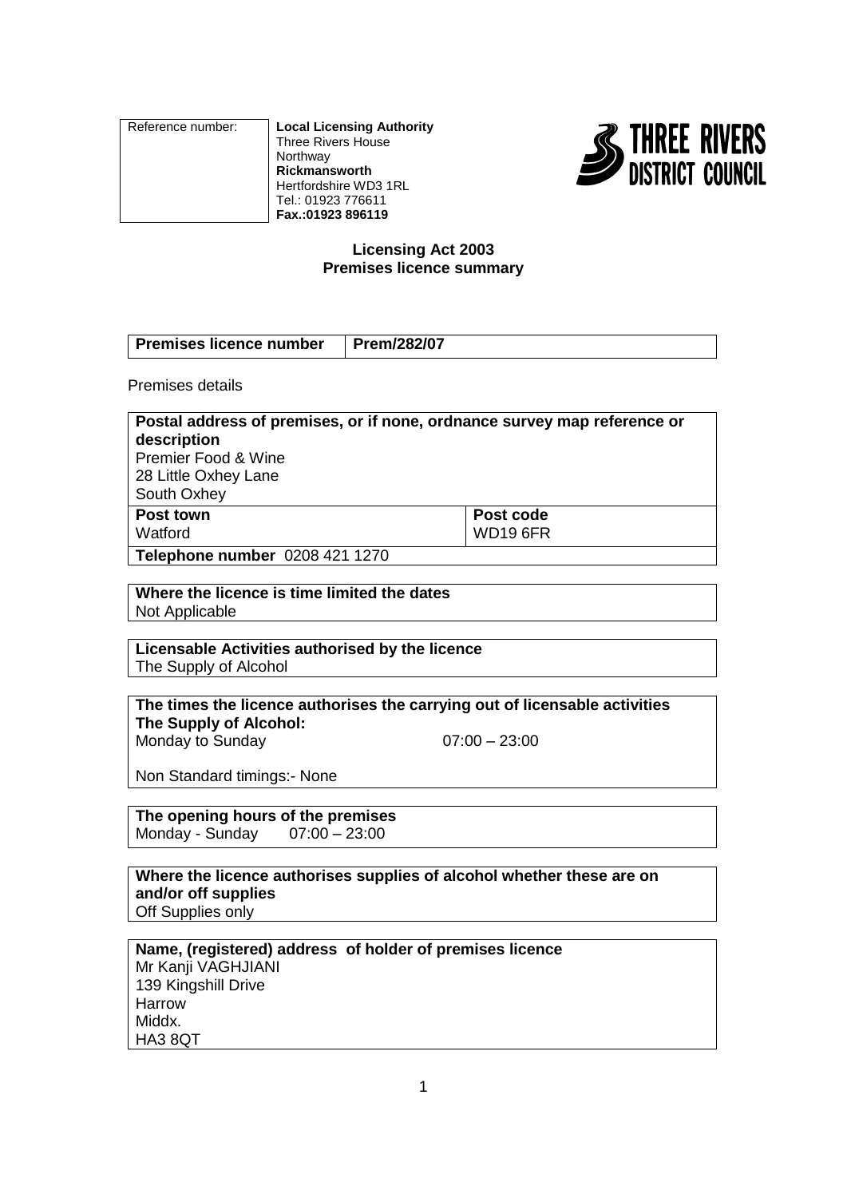| Reference number: | **Local Licensing Authority**<br>Three Rivers House<br>Northway<br>**Rickmansworth**<br>Hertfordshire WD3 1RL<br>Tel.: 01923 776611<br>**Fax.:01923 896119** |
|---|---|

THREE RIVERS DISTRICT COUNCIL

## Licensing Act 2003
## Premises licence summary

| **Premises licence number** | **Prem/282/07** |
|---|---|

Premises details

| **Postal address of premises, or if none, ordnance survey map reference or description**<br>Premier Food & Wine<br>28 Little Oxhey Lane<br>South Oxhey | |
|---|---|
| **Post town**<br>Watford | **Post code**<br>WD19 6FR |
| **Telephone number** 0208 421 1270 | |

| **Where the licence is time limited the dates** |
|---|
| Not Applicable |

| **Licensable Activities authorised by the licence** |
|---|
| The Supply of Alcohol |

| **The times the licence authorises the carrying out of licensable activities** | |
|---|---|
| **The Supply of Alcohol:** | |
| Monday to Sunday | 07:00 – 23:00 |
| Non Standard timings:- None | |

| **The opening hours of the premises** |
|---|
| Monday - Sunday 07:00 – 23:00 |

| **Where the licence authorises supplies of alcohol whether these are on and/or off supplies** |
|---|
| Off Supplies only |

| **Name, (registered) address of holder of premises licence** |
|---|
| Mr Kanji VAGHJIANI<br>139 Kingshill Drive<br>Harrow<br>Middx.<br>HA3 8QT |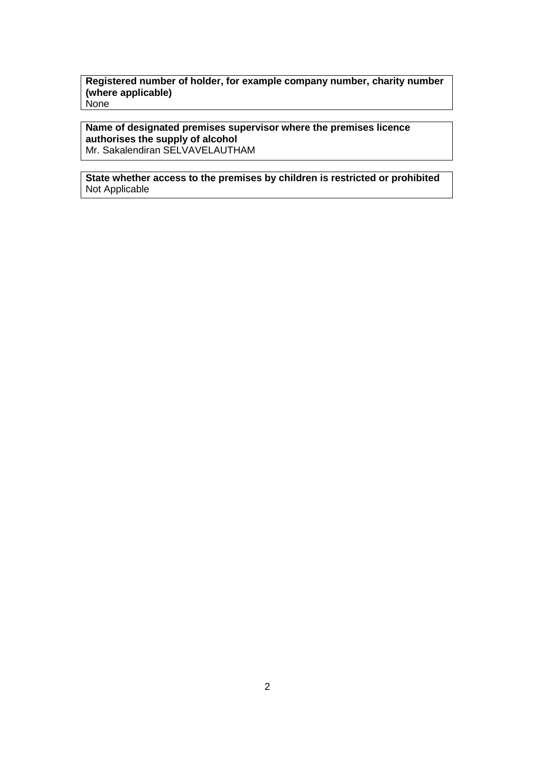**Registered number of holder, for example company number, charity number (where applicable)**
None

**Name of designated premises supervisor where the premises licence authorises the supply of alcohol**
Mr. Sakalendiran SELVAVELAUTHAM

**State whether access to the premises by children is restricted or prohibited**
Not Applicable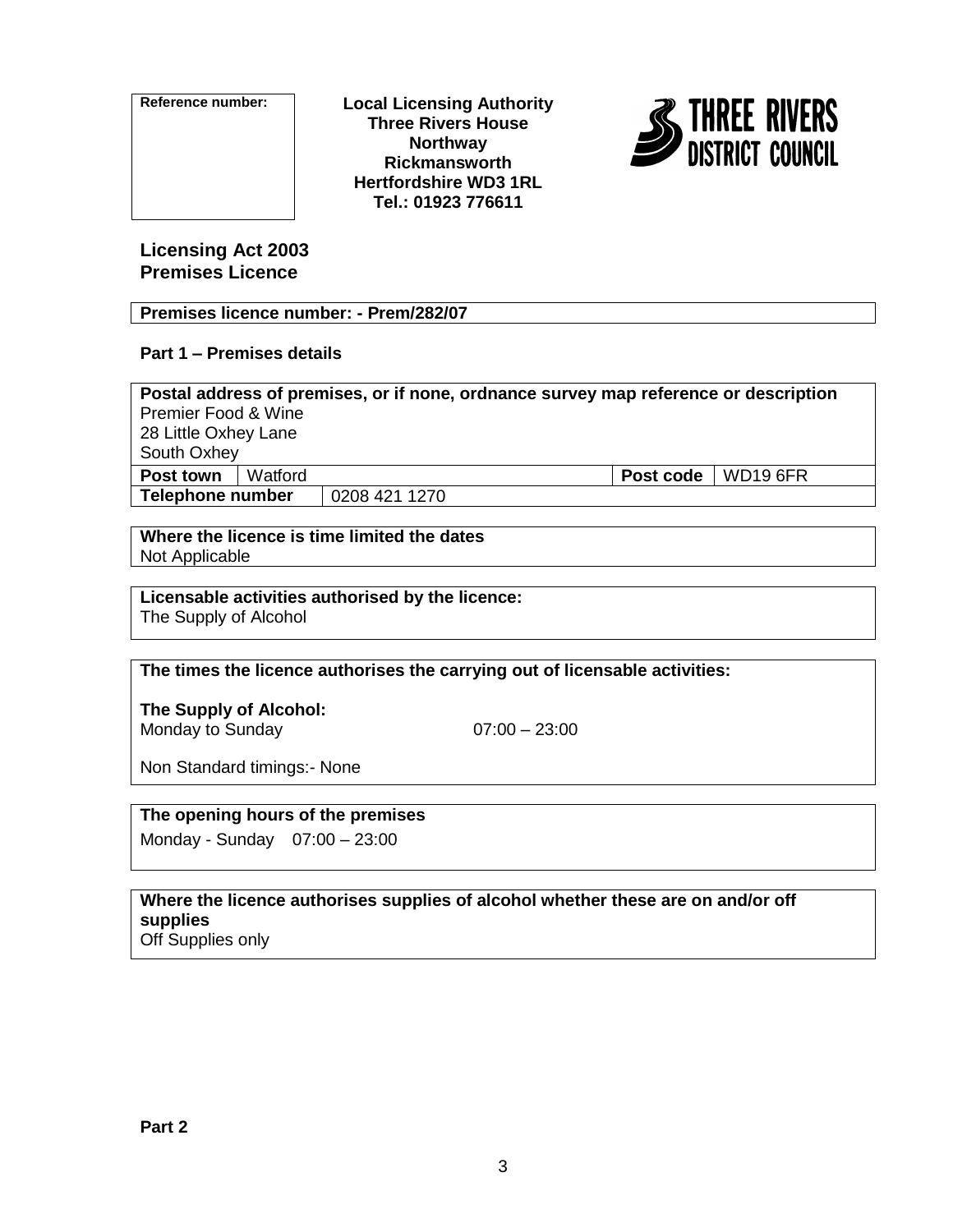| Reference number: |
|---|
| |

**Local Licensing Authority**
**Three Rivers House**
**Northway**
**Rickmansworth**
**Hertfordshire WD3 1RL**
**Tel.: 01923 776611**

THREE RIVERS DISTRICT COUNCIL

## Licensing Act 2003
## Premises Licence

**Premises licence number: - Prem/282/07**

### Part 1 – Premises details

| **Postal address of premises, or if none, ordnance survey map reference or description** | | | |
|---|---|---|---|
| Premier Food & Wine<br>28 Little Oxhey Lane<br>South Oxhey | | | |
| **Post town** | Watford | **Post code** | WD19 6FR |
| **Telephone number** | 0208 421 1270 | | |

**Where the licence is time limited the dates**
Not Applicable

**Licensable activities authorised by the licence:**
The Supply of Alcohol

**The times the licence authorises the carrying out of licensable activities:**

**The Supply of Alcohol:**
Monday to Sunday 07:00 – 23:00

Non Standard timings:- None

**The opening hours of the premises**
Monday - Sunday 07:00 – 23:00

**Where the licence authorises supplies of alcohol whether these are on and/or off supplies**
Off Supplies only

**Part 2**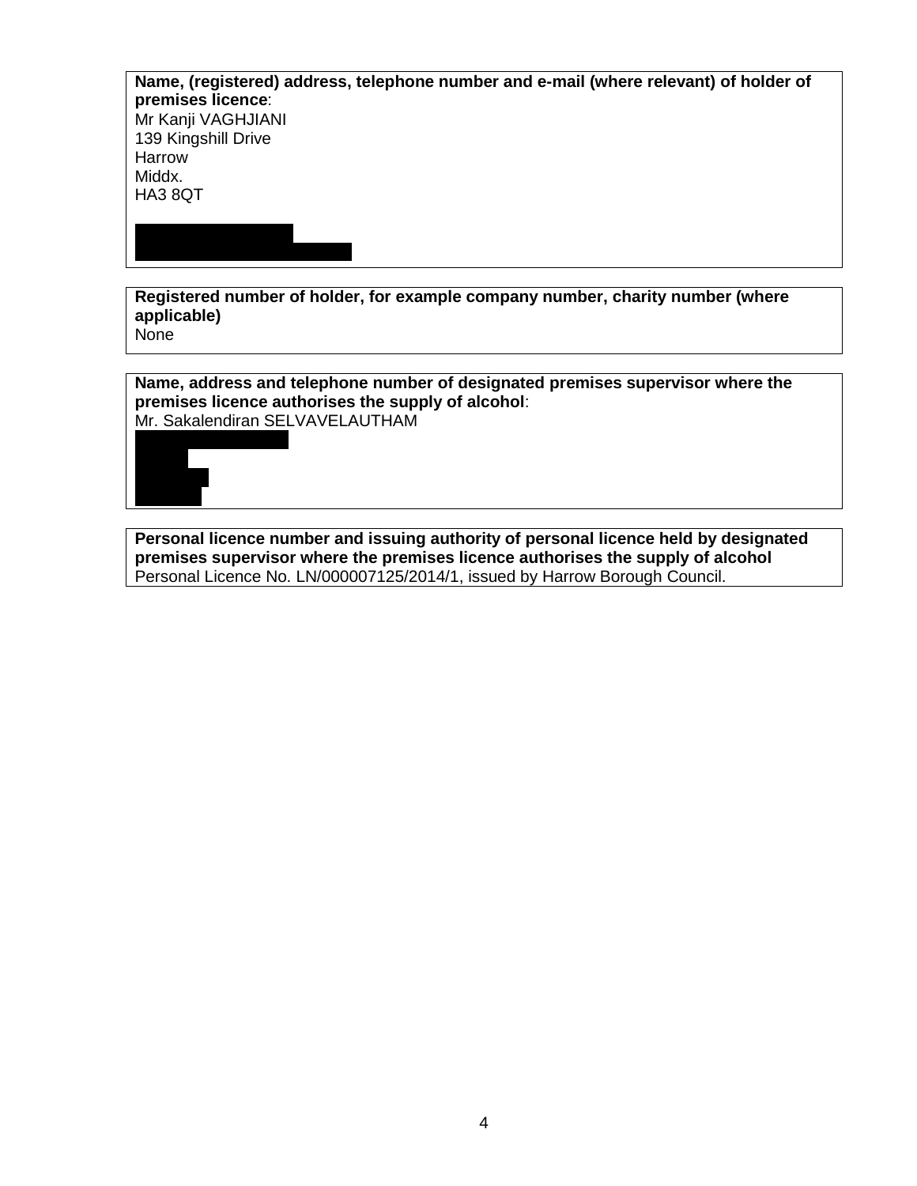**Name, (registered) address, telephone number and e-mail (where relevant) of holder of premises licence**:
Mr Kanji VAGHJIANI
139 Kingshill Drive
Harrow
Middx.
HA3 8QT

**Registered number of holder, for example company number, charity number (where applicable)**
None

**Name, address and telephone number of designated premises supervisor where the premises licence authorises the supply of alcohol**:
Mr. Sakalendiran SELVAVELAUTHAM

**Personal licence number and issuing authority of personal licence held by designated premises supervisor where the premises licence authorises the supply of alcohol**
Personal Licence No. LN/000007125/2014/1, issued by Harrow Borough Council.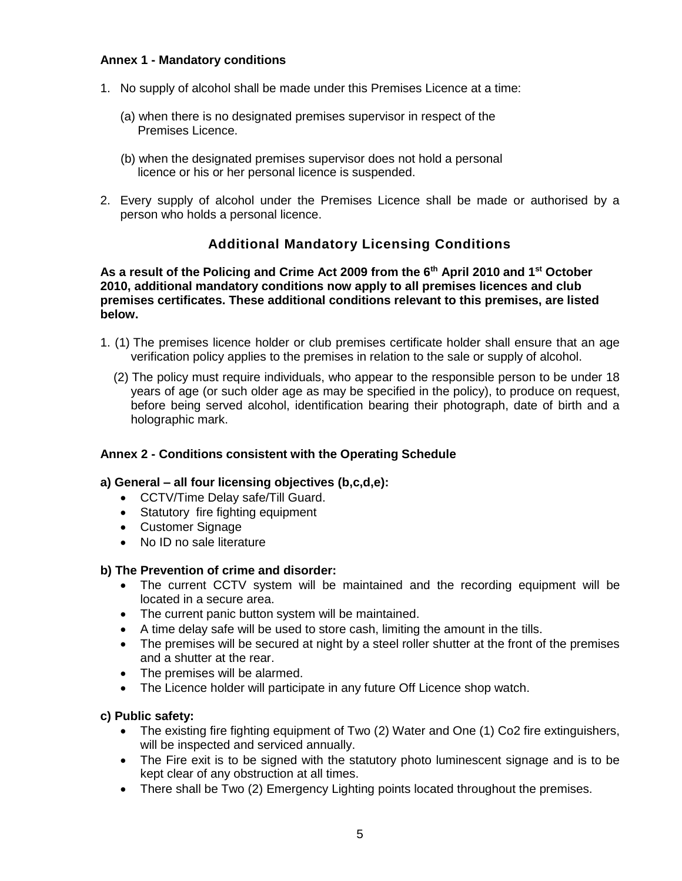**Annex 1 - Mandatory conditions**

1. No supply of alcohol shall be made under this Premises Licence at a time:

   (a) when there is no designated premises supervisor in respect of the Premises Licence.

   (b) when the designated premises supervisor does not hold a personal licence or his or her personal licence is suspended.

2. Every supply of alcohol under the Premises Licence shall be made or authorised by a person who holds a personal licence.

## Additional Mandatory Licensing Conditions

**As a result of the Policing and Crime Act 2009 from the 6th April 2010 and 1st October 2010, additional mandatory conditions now apply to all premises licences and club premises certificates. These additional conditions relevant to this premises, are listed below.**

1. (1) The premises licence holder or club premises certificate holder shall ensure that an age verification policy applies to the premises in relation to the sale or supply of alcohol.

   (2) The policy must require individuals, who appear to the responsible person to be under 18 years of age (or such older age as may be specified in the policy), to produce on request, before being served alcohol, identification bearing their photograph, date of birth and a holographic mark.

**Annex 2 - Conditions consistent with the Operating Schedule**

**a) General – all four licensing objectives (b,c,d,e):**

- CCTV/Time Delay safe/Till Guard.
- Statutory fire fighting equipment
- Customer Signage
- No ID no sale literature

**b) The Prevention of crime and disorder:**

- The current CCTV system will be maintained and the recording equipment will be located in a secure area.
- The current panic button system will be maintained.
- A time delay safe will be used to store cash, limiting the amount in the tills.
- The premises will be secured at night by a steel roller shutter at the front of the premises and a shutter at the rear.
- The premises will be alarmed.
- The Licence holder will participate in any future Off Licence shop watch.

**c) Public safety:**

- The existing fire fighting equipment of Two (2) Water and One (1) Co2 fire extinguishers, will be inspected and serviced annually.
- The Fire exit is to be signed with the statutory photo luminescent signage and is to be kept clear of any obstruction at all times.
- There shall be Two (2) Emergency Lighting points located throughout the premises.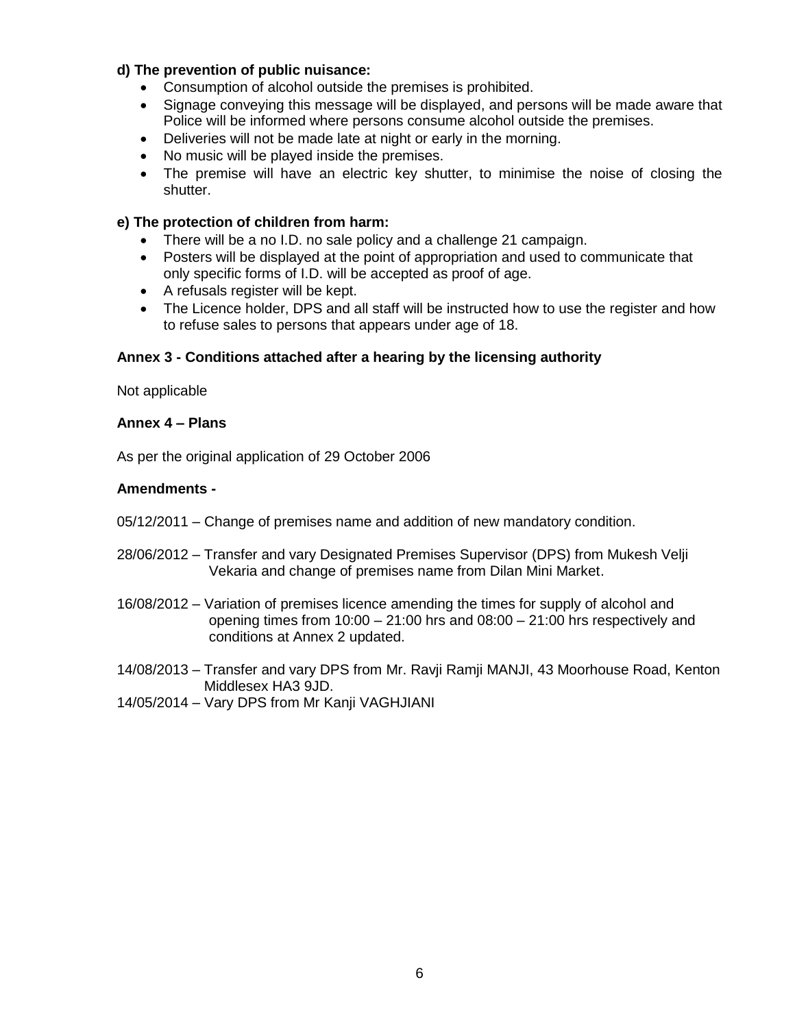**d) The prevention of public nuisance:**

- Consumption of alcohol outside the premises is prohibited.
- Signage conveying this message will be displayed, and persons will be made aware that Police will be informed where persons consume alcohol outside the premises.
- Deliveries will not be made late at night or early in the morning.
- No music will be played inside the premises.
- The premise will have an electric key shutter, to minimise the noise of closing the shutter.

**e) The protection of children from harm:**

- There will be a no I.D. no sale policy and a challenge 21 campaign.
- Posters will be displayed at the point of appropriation and used to communicate that only specific forms of I.D. will be accepted as proof of age.
- A refusals register will be kept.
- The Licence holder, DPS and all staff will be instructed how to use the register and how to refuse sales to persons that appears under age of 18.

**Annex 3 - Conditions attached after a hearing by the licensing authority**

Not applicable

**Annex 4 – Plans**

As per the original application of 29 October 2006

**Amendments -**

05/12/2011 – Change of premises name and addition of new mandatory condition.

28/06/2012 – Transfer and vary Designated Premises Supervisor (DPS) from Mukesh Velji Vekaria and change of premises name from Dilan Mini Market.

16/08/2012 – Variation of premises licence amending the times for supply of alcohol and opening times from 10:00 – 21:00 hrs and 08:00 – 21:00 hrs respectively and conditions at Annex 2 updated.

14/08/2013 – Transfer and vary DPS from Mr. Ravji Ramji MANJI, 43 Moorhouse Road, Kenton Middlesex HA3 9JD.

14/05/2014 – Vary DPS from Mr Kanji VAGHJIANI